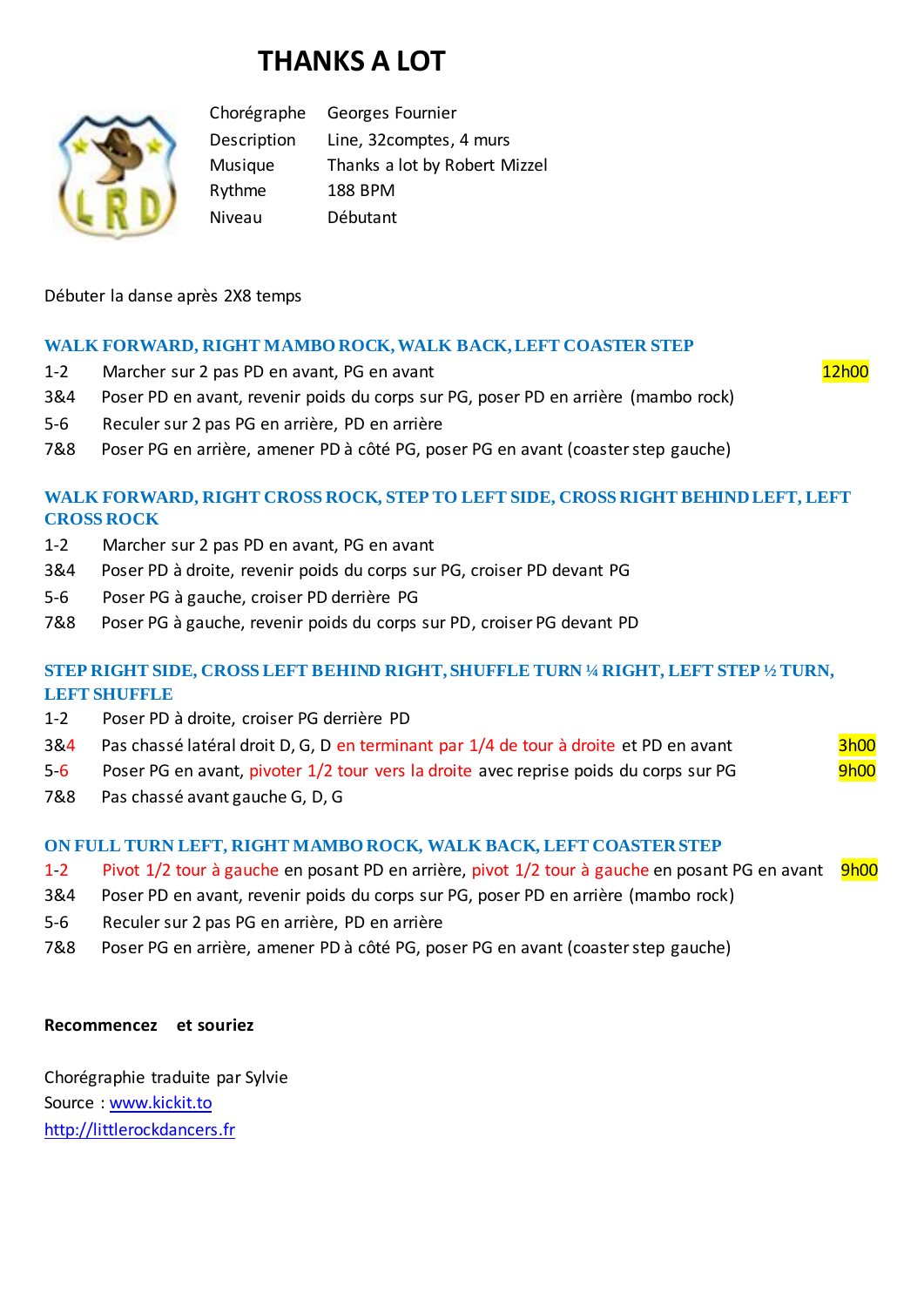# THANKS A LOT

| | |
|---|---|
| Chorégraphe | Georges Fournier |
| Description | Line, 32comptes, 4 murs |
| Musique | Thanks a lot by Robert Mizzel |
| Rythme | 188 BPM |
| Niveau | Débutant |

Débuter la danse après 2X8 temps

### WALK FORWARD, RIGHT MAMBO ROCK, WALK BACK, LEFT COASTER STEP

1-2 Marcher sur 2 pas PD en avant, PG en avant — 12h00
3&4 Poser PD en avant, revenir poids du corps sur PG, poser PD en arrière (mambo rock)
5-6 Reculer sur 2 pas PG en arrière, PD en arrière
7&8 Poser PG en arrière, amener PD à côté PG, poser PG en avant (coaster step gauche)

### WALK FORWARD, RIGHT CROSS ROCK, STEP TO LEFT SIDE, CROSS RIGHT BEHIND LEFT, LEFT CROSS ROCK

1-2 Marcher sur 2 pas PD en avant, PG en avant
3&4 Poser PD à droite, revenir poids du corps sur PG, croiser PD devant PG
5-6 Poser PG à gauche, croiser PD derrière PG
7&8 Poser PG à gauche, revenir poids du corps sur PD, croiser PG devant PD

### STEP RIGHT SIDE, CROSS LEFT BEHIND RIGHT, SHUFFLE TURN ¼ RIGHT, LEFT STEP ½ TURN, LEFT SHUFFLE

1-2 Poser PD à droite, croiser PG derrière PD
3&4 Pas chassé latéral droit D, G, D en terminant par 1/4 de tour à droite et PD en avant — 3h00
5-6 Poser PG en avant, pivoter 1/2 tour vers la droite avec reprise poids du corps sur PG — 9h00
7&8 Pas chassé avant gauche G, D, G

### ON FULL TURN LEFT, RIGHT MAMBO ROCK, WALK BACK, LEFT COASTER STEP

1-2 Pivot 1/2 tour à gauche en posant PD en arrière, pivot 1/2 tour à gauche en posant PG en avant — 9h00
3&4 Poser PD en avant, revenir poids du corps sur PG, poser PD en arrière (mambo rock)
5-6 Reculer sur 2 pas PG en arrière, PD en arrière
7&8 Poser PG en arrière, amener PD à côté PG, poser PG en avant (coaster step gauche)

**Recommencez et souriez**

Chorégraphie traduite par Sylvie
Source : www.kickit.to
http://littlerockdancers.fr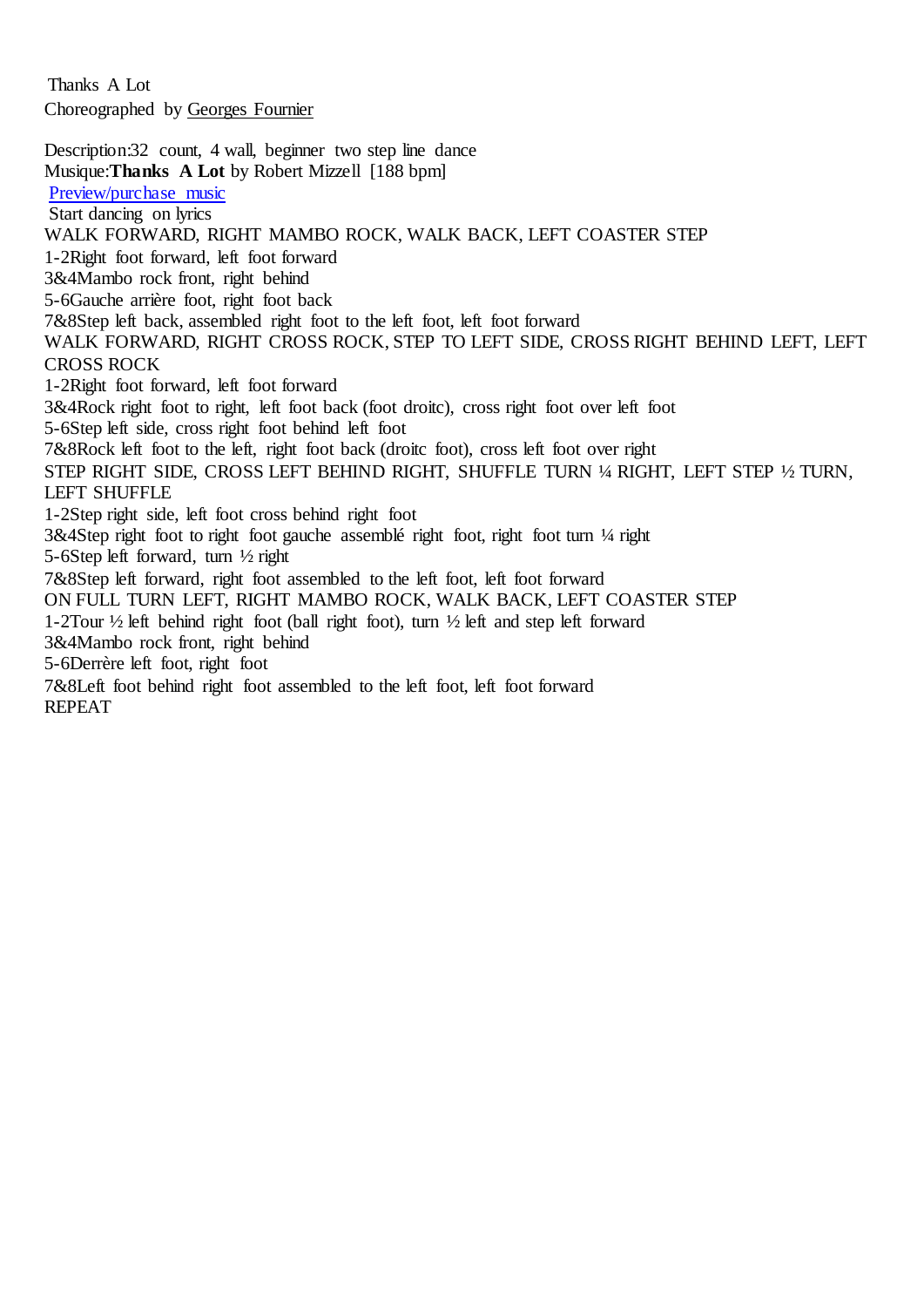Thanks A Lot

Choreographed by Georges Fournier

Description:32 count, 4 wall, beginner two step line dance

Musique:**Thanks A Lot** by Robert Mizzell [188 bpm]

Preview/purchase music

Start dancing on lyrics

WALK FORWARD, RIGHT MAMBO ROCK, WALK BACK, LEFT COASTER STEP

1-2Right foot forward, left foot forward

3&4Mambo rock front, right behind

5-6Gauche arrière foot, right foot back

7&8Step left back, assembled right foot to the left foot, left foot forward

WALK FORWARD, RIGHT CROSS ROCK, STEP TO LEFT SIDE, CROSS RIGHT BEHIND LEFT, LEFT CROSS ROCK

1-2Right foot forward, left foot forward

3&4Rock right foot to right, left foot back (foot droitc), cross right foot over left foot

5-6Step left side, cross right foot behind left foot

7&8Rock left foot to the left, right foot back (droitc foot), cross left foot over right

STEP RIGHT SIDE, CROSS LEFT BEHIND RIGHT, SHUFFLE TURN ¼ RIGHT, LEFT STEP ½ TURN, LEFT SHUFFLE

1-2Step right side, left foot cross behind right foot

3&4Step right foot to right foot gauche assemblé right foot, right foot turn ¼ right

5-6Step left forward, turn ½ right

7&8Step left forward, right foot assembled to the left foot, left foot forward

ON FULL TURN LEFT, RIGHT MAMBO ROCK, WALK BACK, LEFT COASTER STEP

1-2Tour ½ left behind right foot (ball right foot), turn ½ left and step left forward

3&4Mambo rock front, right behind

5-6Derrère left foot, right foot

7&8Left foot behind right foot assembled to the left foot, left foot forward

REPEAT